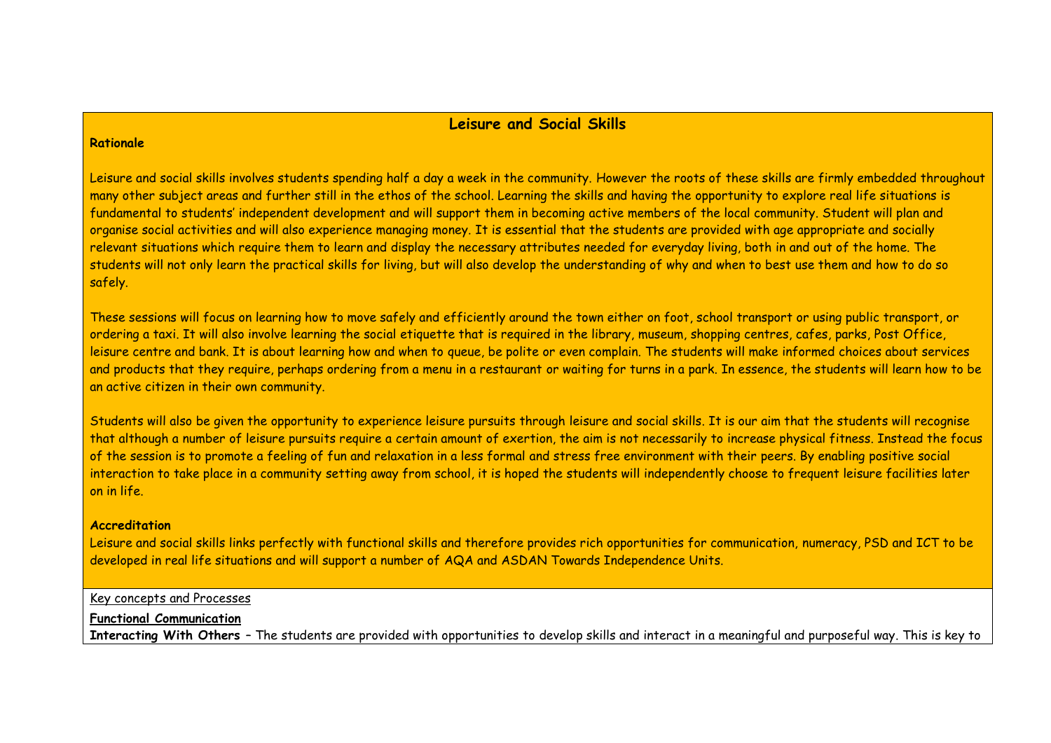# Leisure and Social Skills

**Rationale**

Leisure and social skills involves students spending half a day a week in the community. However the roots of these skills are firmly embedded throughout many other subject areas and further still in the ethos of the school. Learning the skills and having the opportunity to explore real life situations is fundamental to students' independent development and will support them in becoming active members of the local community. Student will plan and organise social activities and will also experience managing money. It is essential that the students are provided with age appropriate and socially relevant situations which require them to learn and display the necessary attributes needed for everyday living, both in and out of the home. The students will not only learn the practical skills for living, but will also develop the understanding of why and when to best use them and how to do so safely.

These sessions will focus on learning how to move safely and efficiently around the town either on foot, school transport or using public transport, or ordering a taxi. It will also involve learning the social etiquette that is required in the library, museum, shopping centres, cafes, parks, Post Office, leisure centre and bank. It is about learning how and when to queue, be polite or even complain. The students will make informed choices about services and products that they require, perhaps ordering from a menu in a restaurant or waiting for turns in a park. In essence, the students will learn how to be an active citizen in their own community.

Students will also be given the opportunity to experience leisure pursuits through leisure and social skills. It is our aim that the students will recognise that although a number of leisure pursuits require a certain amount of exertion, the aim is not necessarily to increase physical fitness. Instead the focus of the session is to promote a feeling of fun and relaxation in a less formal and stress free environment with their peers. By enabling positive social interaction to take place in a community setting away from school, it is hoped the students will independently choose to frequent leisure facilities later on in life.

**Accreditation**

Leisure and social skills links perfectly with functional skills and therefore provides rich opportunities for communication, numeracy, PSD and ICT to be developed in real life situations and will support a number of AQA and ASDAN Towards Independence Units.

Key concepts and Processes

**Functional Communication**

**Interacting With Others** – The students are provided with opportunities to develop skills and interact in a meaningful and purposeful way. This is key to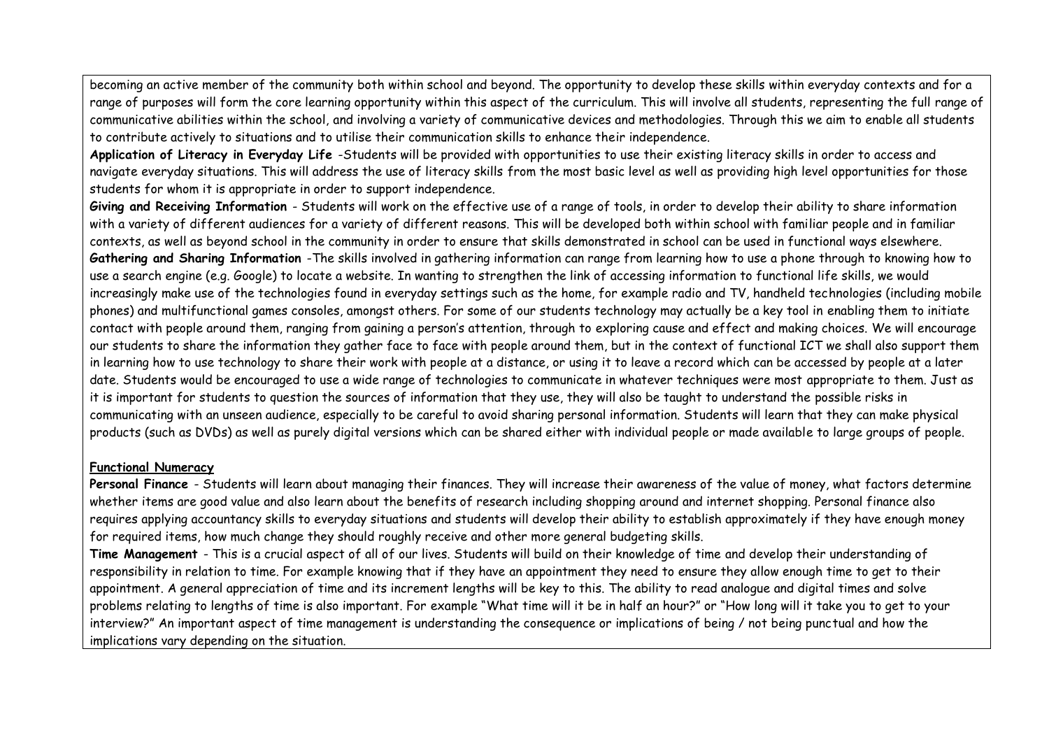becoming an active member of the community both within school and beyond. The opportunity to develop these skills within everyday contexts and for a range of purposes will form the core learning opportunity within this aspect of the curriculum. This will involve all students, representing the full range of communicative abilities within the school, and involving a variety of communicative devices and methodologies. Through this we aim to enable all students to contribute actively to situations and to utilise their communication skills to enhance their independence.

**Application of Literacy in Everyday Life** -Students will be provided with opportunities to use their existing literacy skills in order to access and navigate everyday situations. This will address the use of literacy skills from the most basic level as well as providing high level opportunities for those students for whom it is appropriate in order to support independence.

**Giving and Receiving Information** - Students will work on the effective use of a range of tools, in order to develop their ability to share information with a variety of different audiences for a variety of different reasons. This will be developed both within school with familiar people and in familiar contexts, as well as beyond school in the community in order to ensure that skills demonstrated in school can be used in functional ways elsewhere.

**Gathering and Sharing Information** -The skills involved in gathering information can range from learning how to use a phone through to knowing how to use a search engine (e.g. Google) to locate a website. In wanting to strengthen the link of accessing information to functional life skills, we would increasingly make use of the technologies found in everyday settings such as the home, for example radio and TV, handheld technologies (including mobile phones) and multifunctional games consoles, amongst others. For some of our students technology may actually be a key tool in enabling them to initiate contact with people around them, ranging from gaining a person's attention, through to exploring cause and effect and making choices. We will encourage our students to share the information they gather face to face with people around them, but in the context of functional ICT we shall also support them in learning how to use technology to share their work with people at a distance, or using it to leave a record which can be accessed by people at a later date. Students would be encouraged to use a wide range of technologies to communicate in whatever techniques were most appropriate to them. Just as it is important for students to question the sources of information that they use, they will also be taught to understand the possible risks in communicating with an unseen audience, especially to be careful to avoid sharing personal information. Students will learn that they can make physical products (such as DVDs) as well as purely digital versions which can be shared either with individual people or made available to large groups of people.

**Functional Numeracy**

**Personal Finance** - Students will learn about managing their finances. They will increase their awareness of the value of money, what factors determine whether items are good value and also learn about the benefits of research including shopping around and internet shopping. Personal finance also requires applying accountancy skills to everyday situations and students will develop their ability to establish approximately if they have enough money for required items, how much change they should roughly receive and other more general budgeting skills.

**Time Management** - This is a crucial aspect of all of our lives. Students will build on their knowledge of time and develop their understanding of responsibility in relation to time. For example knowing that if they have an appointment they need to ensure they allow enough time to get to their appointment. A general appreciation of time and its increment lengths will be key to this. The ability to read analogue and digital times and solve problems relating to lengths of time is also important. For example "What time will it be in half an hour?" or "How long will it take you to get to your interview?" An important aspect of time management is understanding the consequence or implications of being / not being punctual and how the implications vary depending on the situation.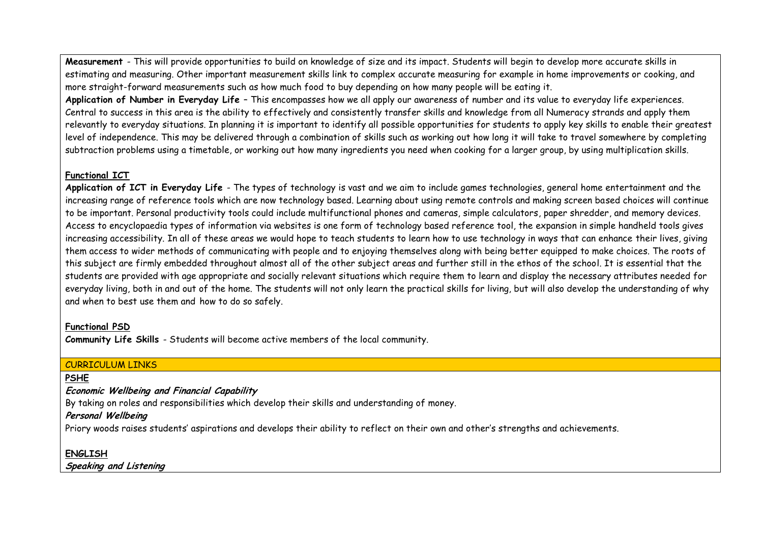**Measurement** - This will provide opportunities to build on knowledge of size and its impact. Students will begin to develop more accurate skills in estimating and measuring. Other important measurement skills link to complex accurate measuring for example in home improvements or cooking, and more straight-forward measurements such as how much food to buy depending on how many people will be eating it.

**Application of Number in Everyday Life** – This encompasses how we all apply our awareness of number and its value to everyday life experiences. Central to success in this area is the ability to effectively and consistently transfer skills and knowledge from all Numeracy strands and apply them relevantly to everyday situations. In planning it is important to identify all possible opportunities for students to apply key skills to enable their greatest level of independence. This may be delivered through a combination of skills such as working out how long it will take to travel somewhere by completing subtraction problems using a timetable, or working out how many ingredients you need when cooking for a larger group, by using multiplication skills.

**Functional ICT**

**Application of ICT in Everyday Life** - The types of technology is vast and we aim to include games technologies, general home entertainment and the increasing range of reference tools which are now technology based. Learning about using remote controls and making screen based choices will continue to be important. Personal productivity tools could include multifunctional phones and cameras, simple calculators, paper shredder, and memory devices. Access to encyclopaedia types of information via websites is one form of technology based reference tool, the expansion in simple handheld tools gives increasing accessibility. In all of these areas we would hope to teach students to learn how to use technology in ways that can enhance their lives, giving them access to wider methods of communicating with people and to enjoying themselves along with being better equipped to make choices. The roots of this subject are firmly embedded throughout almost all of the other subject areas and further still in the ethos of the school. It is essential that the students are provided with age appropriate and socially relevant situations which require them to learn and display the necessary attributes needed for everyday living, both in and out of the home. The students will not only learn the practical skills for living, but will also develop the understanding of why and when to best use them and how to do so safely.

**Functional PSD**

**Community Life Skills** - Students will become active members of the local community.

## CURRICULUM LINKS

**PSHE**

***Economic Wellbeing and Financial Capability***

By taking on roles and responsibilities which develop their skills and understanding of money.

***Personal Wellbeing***

Priory woods raises students' aspirations and develops their ability to reflect on their own and other's strengths and achievements.

**ENGLISH**

***Speaking and Listening***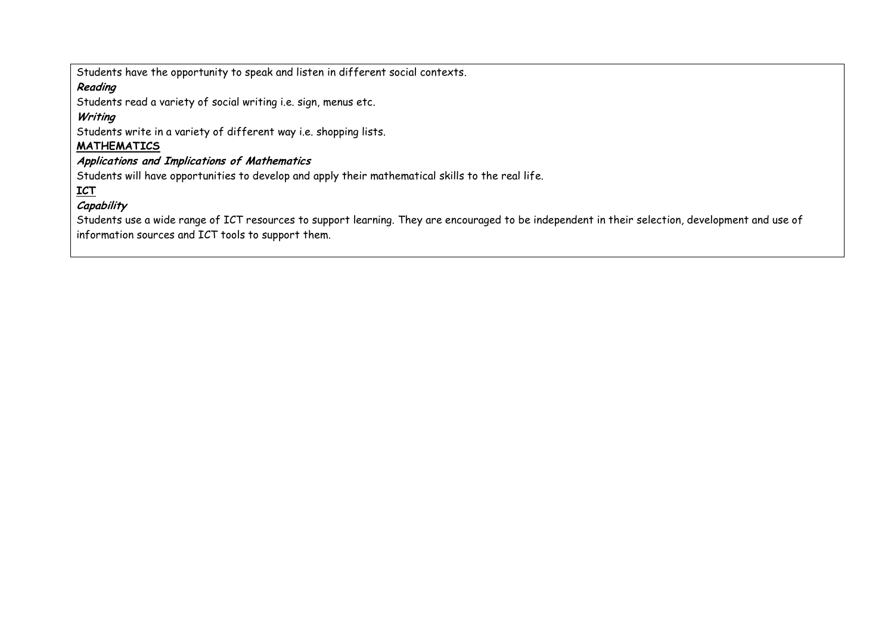Students have the opportunity to speak and listen in different social contexts.

***Reading***

Students read a variety of social writing i.e. sign, menus etc.

***Writing***

Students write in a variety of different way i.e. shopping lists.

**MATHEMATICS**

***Applications and Implications of Mathematics***

Students will have opportunities to develop and apply their mathematical skills to the real life.

**ICT**

***Capability***

Students use a wide range of ICT resources to support learning. They are encouraged to be independent in their selection, development and use of information sources and ICT tools to support them.